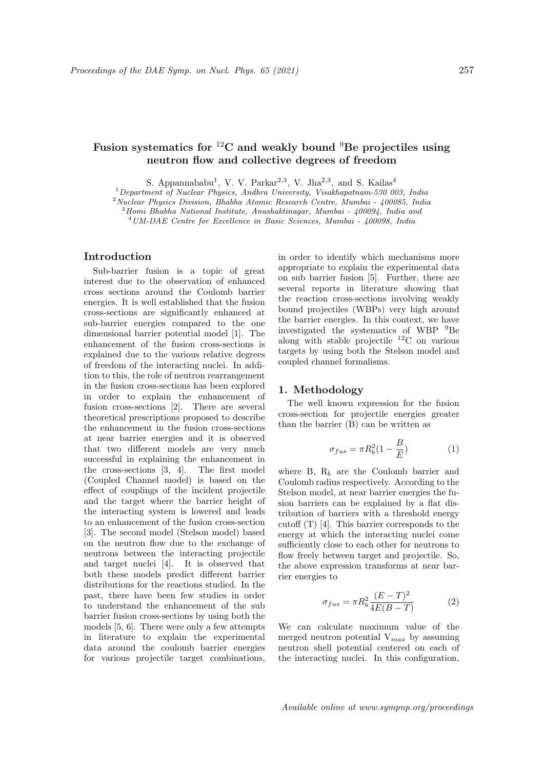# Fusion systematics for $^{12}$C and weakly bound $^{9}$Be projectiles using neutron flow and collective degrees of freedom

S. Appannababu[1], V. V. Parkar[2,3], V. Jha[2,3], and S. Kailas[4]

[1] *Department of Nuclear Physics, Andhra University, Visakhapatnam-530 003, India*
[2] *Nuclear Physics Division, Bhabha Atomic Research Centre, Mumbai - 400085, India*
[3] *Homi Bhabha National Institute, Anushaktinagar, Mumbai - 400094, India and*
[4] *UM-DAE Centre for Excellence in Basic Sciences, Mumbai - 400098, India*

## Introduction

Sub-barrier fusion is a topic of great interest due to the observation of enhanced cross sections around the Coulomb barrier energies. It is well established that the fusion cross-sections are significantly enhanced at sub-barrier energies compared to the one dimensional barrier potential model [1]. The enhancement of the fusion cross-sections is explained due to the various relative degrees of freedom of the interacting nuclei. In addition to this, the role of neutron rearrangement in the fusion cross-sections has been explored in order to explain the enhancement of fusion cross-sections [2]. There are several theoretical prescriptions proposed to describe the enhancement in the fusion cross-sections at near barrier energies and it is observed that two different models are very much successful in explaining the enhancement in the cross-sections [3, 4]. The first model (Coupled Channel model) is based on the effect of couplings of the incident projectile and the target where the barrier height of the interacting system is lowered and leads to an enhancement of the fusion cross-section [3]. The second model (Stelson model) based on the neutron flow due to the exchange of neutrons between the interacting projectile and target nuclei [4]. It is observed that both these models predict different barrier distributions for the reactions studied. In the past, there have been few studies in order to understand the enhancement of the sub barrier fusion cross-sections by using both the models [5, 6]. There were only a few attempts in literature to explain the experimental data around the coulomb barrier energies for various projectile target combinations, in order to identify which mechanisms more appropriate to explain the experimental data on sub barrier fusion [5]. Further, there are several reports in literature showing that the reaction cross-sections involving weakly bound projectiles (WBPs) very high around the barrier energies. In this context, we have investigated the systematics of WBP $^{9}$Be along with stable projectile $^{12}$C on various targets by using both the Stelson model and coupled channel formalisms.

## 1. Methodology

The well known expression for the fusion cross-section for projectile energies greater than the barrier (B) can be written as

$$\sigma_{fus} = \pi R_b^2 (1 - \frac{B}{E}) \tag{1}$$

where B, $R_b$ are the Coulomb barrier and Coulomb radius respectively. According to the Stelson model, at near barrier energies the fusion barriers can be explained by a flat distribution of barriers with a threshold energy cutoff (T) [4]. This barrier corresponds to the energy at which the interacting nuclei come sufficiently close to each other for neutrons to flow freely between target and projectile. So, the above expression transforms at near barrier energies to

$$\sigma_{fus} = \pi R_b^2 \frac{(E-T)^2}{4E(B-T)} \tag{2}$$

We can calculate maximum value of the merged neutron potential $V_{max}$ by assuming neutron shell potential centered on each of the interacting nuclei. In this configuration,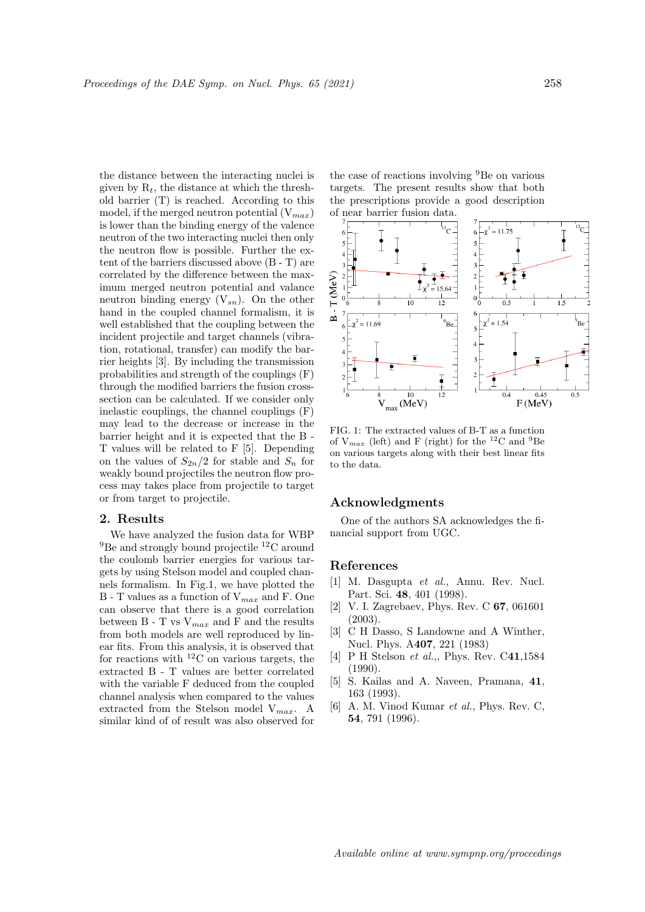the distance between the interacting nuclei is given by $R_t$, the distance at which the threshold barrier (T) is reached. According to this model, if the merged neutron potential ($V_{max}$) is lower than the binding energy of the valence neutron of the two interacting nuclei then only the neutron flow is possible. Further the extent of the barriers discussed above (B - T) are correlated by the difference between the maximum merged neutron potential and valance neutron binding energy ($V_{sn}$). On the other hand in the coupled channel formalism, it is well established that the coupling between the incident projectile and target channels (vibration, rotational, transfer) can modify the barrier heights [3]. By including the transmission probabilities and strength of the couplings (F) through the modified barriers the fusion cross-section can be calculated. If we consider only inelastic couplings, the channel couplings (F) may lead to the decrease or increase in the barrier height and it is expected that the B - T values will be related to F [5]. Depending on the values of $S_{2n}/2$ for stable and $S_n$ for weakly bound projectiles the neutron flow process may takes place from projectile to target or from target to projectile.

## 2. Results

We have analyzed the fusion data for WBP $^{9}$Be and strongly bound projectile $^{12}$C around the coulomb barrier energies for various targets by using Stelson model and coupled channels formalism. In Fig.1, we have plotted the B - T values as a function of $V_{max}$ and F. One can observe that there is a good correlation between B - T vs $V_{max}$ and F and the results from both models are well reproduced by linear fits. From this analysis, it is observed that for reactions with $^{12}$C on various targets, the extracted B - T values are better correlated with the variable F deduced from the coupled channel analysis when compared to the values extracted from the Stelson model $V_{max}$. A similar kind of of result was also observed for the case of reactions involving $^{9}$Be on various targets. The present results show that both the prescriptions provide a good description of near barrier fusion data.

B - T (MeV)
$^{12}$C
$\chi^2$ = 15.64
$\chi^2$ = 11.75
$^{12}$C
$\chi^2$ = 11.69
$^{9}$Be
$\chi^2$ = 1.54
$^{9}$Be
$V_{max}$ (MeV)
F (MeV)

FIG. 1: The extracted values of B-T as a function of $V_{max}$ (left) and F (right) for the $^{12}$C and $^{9}$Be on various targets along with their best linear fits to the data.

## Acknowledgments

One of the authors SA acknowledges the financial support from UGC.

## References

[1] M. Dasgupta *et al.*, Annu. Rev. Nucl. Part. Sci. **48**, 401 (1998).

[2] V. I. Zagrebaev, Phys. Rev. C **67**, 061601 (2003).

[3] C H Dasso, S Landowne and A Winther, Nucl. Phys. A**407**, 221 (1983)

[4] P H Stelson *et al.*,, Phys. Rev. C**41**,1584 (1990).

[5] S. Kailas and A. Naveen, Pramana, **41**, 163 (1993).

[6] A. M. Vinod Kumar *et al.*, Phys. Rev. C, **54**, 791 (1996).